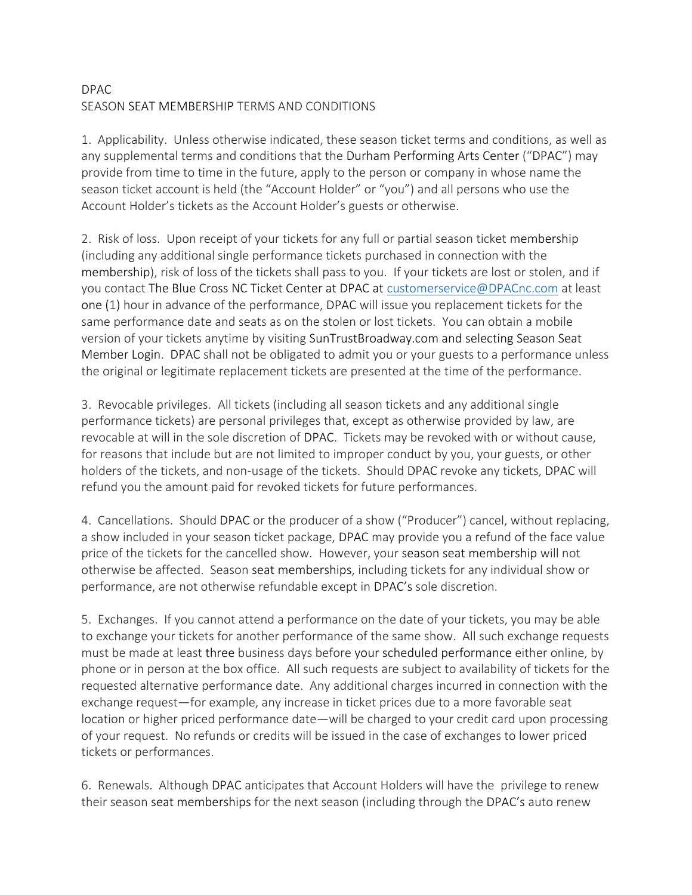DPAC
SEASON SEAT MEMBERSHIP TERMS AND CONDITIONS

1. Applicability. Unless otherwise indicated, these season ticket terms and conditions, as well as any supplemental terms and conditions that the Durham Performing Arts Center ("DPAC") may provide from time to time in the future, apply to the person or company in whose name the season ticket account is held (the "Account Holder" or "you") and all persons who use the Account Holder's tickets as the Account Holder's guests or otherwise.

2. Risk of loss. Upon receipt of your tickets for any full or partial season ticket membership (including any additional single performance tickets purchased in connection with the membership), risk of loss of the tickets shall pass to you. If your tickets are lost or stolen, and if you contact The Blue Cross NC Ticket Center at DPAC at customerservice@DPACnc.com at least one (1) hour in advance of the performance, DPAC will issue you replacement tickets for the same performance date and seats as on the stolen or lost tickets. You can obtain a mobile version of your tickets anytime by visiting SunTrustBroadway.com and selecting Season Seat Member Login. DPAC shall not be obligated to admit you or your guests to a performance unless the original or legitimate replacement tickets are presented at the time of the performance.

3. Revocable privileges. All tickets (including all season tickets and any additional single performance tickets) are personal privileges that, except as otherwise provided by law, are revocable at will in the sole discretion of DPAC. Tickets may be revoked with or without cause, for reasons that include but are not limited to improper conduct by you, your guests, or other holders of the tickets, and non-usage of the tickets. Should DPAC revoke any tickets, DPAC will refund you the amount paid for revoked tickets for future performances.

4. Cancellations. Should DPAC or the producer of a show ("Producer") cancel, without replacing, a show included in your season ticket package, DPAC may provide you a refund of the face value price of the tickets for the cancelled show. However, your season seat membership will not otherwise be affected. Season seat memberships, including tickets for any individual show or performance, are not otherwise refundable except in DPAC's sole discretion.

5. Exchanges. If you cannot attend a performance on the date of your tickets, you may be able to exchange your tickets for another performance of the same show. All such exchange requests must be made at least three business days before your scheduled performance either online, by phone or in person at the box office. All such requests are subject to availability of tickets for the requested alternative performance date. Any additional charges incurred in connection with the exchange request—for example, any increase in ticket prices due to a more favorable seat location or higher priced performance date—will be charged to your credit card upon processing of your request. No refunds or credits will be issued in the case of exchanges to lower priced tickets or performances.

6. Renewals. Although DPAC anticipates that Account Holders will have the privilege to renew their season seat memberships for the next season (including through the DPAC's auto renew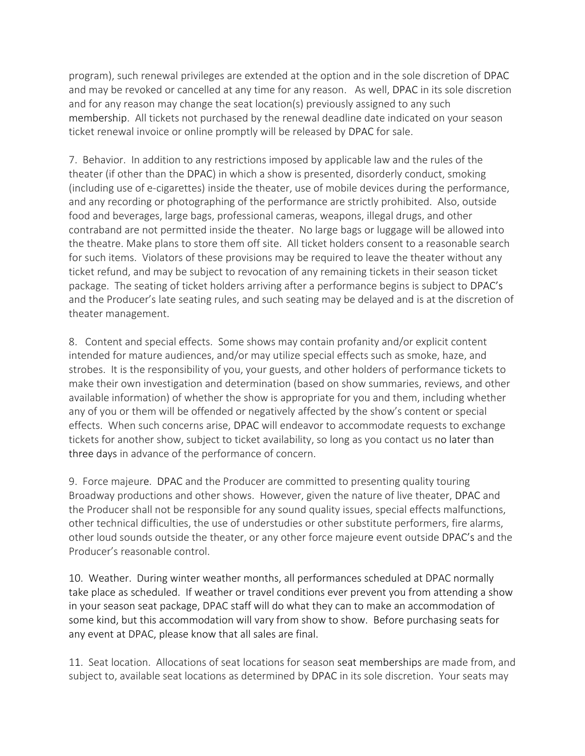program), such renewal privileges are extended at the option and in the sole discretion of DPAC and may be revoked or cancelled at any time for any reason. As well, DPAC in its sole discretion and for any reason may change the seat location(s) previously assigned to any such membership. All tickets not purchased by the renewal deadline date indicated on your season ticket renewal invoice or online promptly will be released by DPAC for sale.

7. Behavior. In addition to any restrictions imposed by applicable law and the rules of the theater (if other than the DPAC) in which a show is presented, disorderly conduct, smoking (including use of e-cigarettes) inside the theater, use of mobile devices during the performance, and any recording or photographing of the performance are strictly prohibited. Also, outside food and beverages, large bags, professional cameras, weapons, illegal drugs, and other contraband are not permitted inside the theater. No large bags or luggage will be allowed into the theatre. Make plans to store them off site. All ticket holders consent to a reasonable search for such items. Violators of these provisions may be required to leave the theater without any ticket refund, and may be subject to revocation of any remaining tickets in their season ticket package. The seating of ticket holders arriving after a performance begins is subject to DPAC's and the Producer's late seating rules, and such seating may be delayed and is at the discretion of theater management.

8. Content and special effects. Some shows may contain profanity and/or explicit content intended for mature audiences, and/or may utilize special effects such as smoke, haze, and strobes. It is the responsibility of you, your guests, and other holders of performance tickets to make their own investigation and determination (based on show summaries, reviews, and other available information) of whether the show is appropriate for you and them, including whether any of you or them will be offended or negatively affected by the show's content or special effects. When such concerns arise, DPAC will endeavor to accommodate requests to exchange tickets for another show, subject to ticket availability, so long as you contact us no later than three days in advance of the performance of concern.

9. Force majeure. DPAC and the Producer are committed to presenting quality touring Broadway productions and other shows. However, given the nature of live theater, DPAC and the Producer shall not be responsible for any sound quality issues, special effects malfunctions, other technical difficulties, the use of understudies or other substitute performers, fire alarms, other loud sounds outside the theater, or any other force majeure event outside DPAC's and the Producer's reasonable control.

10. Weather. During winter weather months, all performances scheduled at DPAC normally take place as scheduled. If weather or travel conditions ever prevent you from attending a show in your season seat package, DPAC staff will do what they can to make an accommodation of some kind, but this accommodation will vary from show to show. Before purchasing seats for any event at DPAC, please know that all sales are final.

11. Seat location. Allocations of seat locations for season seat memberships are made from, and subject to, available seat locations as determined by DPAC in its sole discretion. Your seats may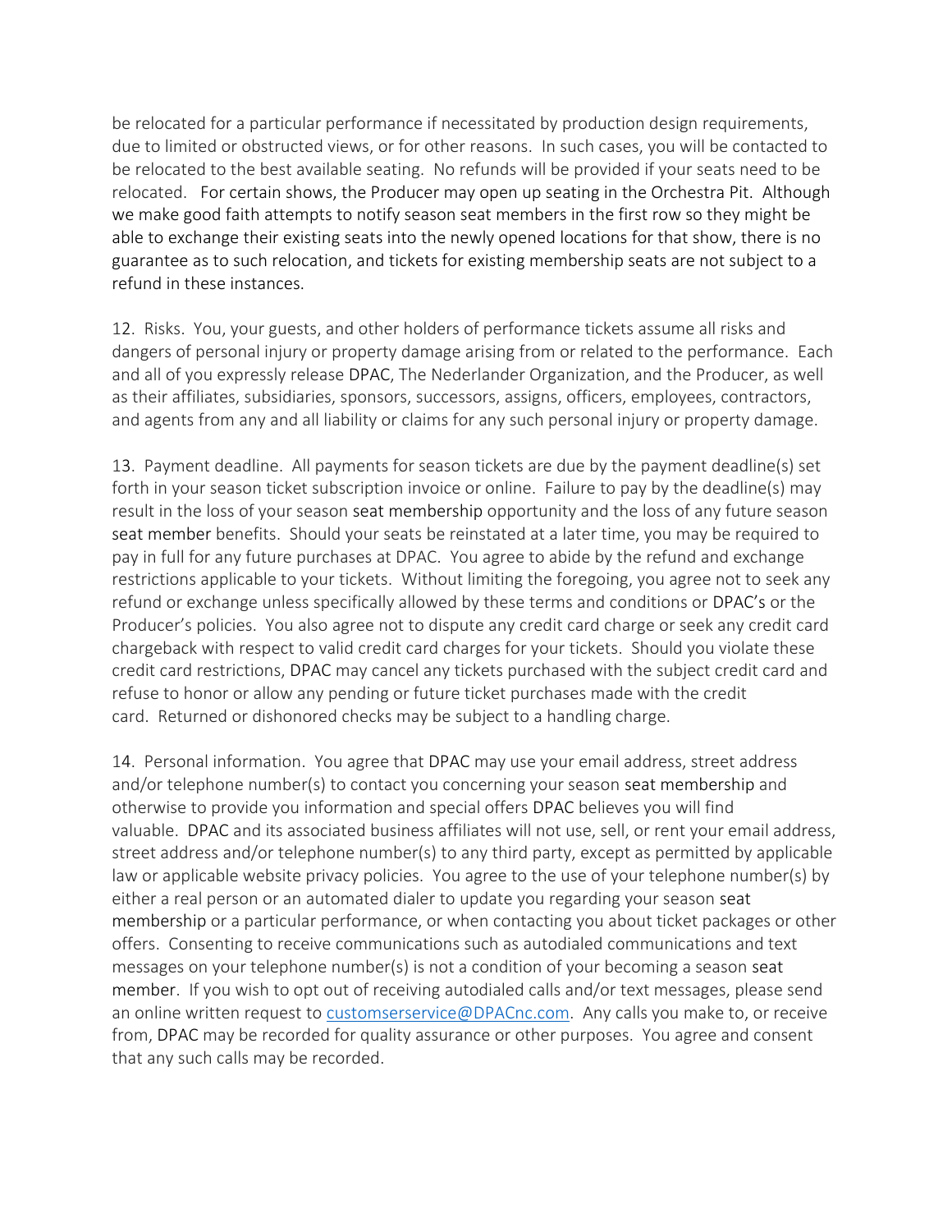be relocated for a particular performance if necessitated by production design requirements, due to limited or obstructed views, or for other reasons. In such cases, you will be contacted to be relocated to the best available seating. No refunds will be provided if your seats need to be relocated. For certain shows, the Producer may open up seating in the Orchestra Pit. Although we make good faith attempts to notify season seat members in the first row so they might be able to exchange their existing seats into the newly opened locations for that show, there is no guarantee as to such relocation, and tickets for existing membership seats are not subject to a refund in these instances.

12. Risks. You, your guests, and other holders of performance tickets assume all risks and dangers of personal injury or property damage arising from or related to the performance. Each and all of you expressly release DPAC, The Nederlander Organization, and the Producer, as well as their affiliates, subsidiaries, sponsors, successors, assigns, officers, employees, contractors, and agents from any and all liability or claims for any such personal injury or property damage.

13. Payment deadline. All payments for season tickets are due by the payment deadline(s) set forth in your season ticket subscription invoice or online. Failure to pay by the deadline(s) may result in the loss of your season seat membership opportunity and the loss of any future season seat member benefits. Should your seats be reinstated at a later time, you may be required to pay in full for any future purchases at DPAC. You agree to abide by the refund and exchange restrictions applicable to your tickets. Without limiting the foregoing, you agree not to seek any refund or exchange unless specifically allowed by these terms and conditions or DPAC's or the Producer's policies. You also agree not to dispute any credit card charge or seek any credit card chargeback with respect to valid credit card charges for your tickets. Should you violate these credit card restrictions, DPAC may cancel any tickets purchased with the subject credit card and refuse to honor or allow any pending or future ticket purchases made with the credit card. Returned or dishonored checks may be subject to a handling charge.

14. Personal information. You agree that DPAC may use your email address, street address and/or telephone number(s) to contact you concerning your season seat membership and otherwise to provide you information and special offers DPAC believes you will find valuable. DPAC and its associated business affiliates will not use, sell, or rent your email address, street address and/or telephone number(s) to any third party, except as permitted by applicable law or applicable website privacy policies. You agree to the use of your telephone number(s) by either a real person or an automated dialer to update you regarding your season seat membership or a particular performance, or when contacting you about ticket packages or other offers. Consenting to receive communications such as autodialed communications and text messages on your telephone number(s) is not a condition of your becoming a season seat member. If you wish to opt out of receiving autodialed calls and/or text messages, please send an online written request to customserservice@DPACnc.com. Any calls you make to, or receive from, DPAC may be recorded for quality assurance or other purposes. You agree and consent that any such calls may be recorded.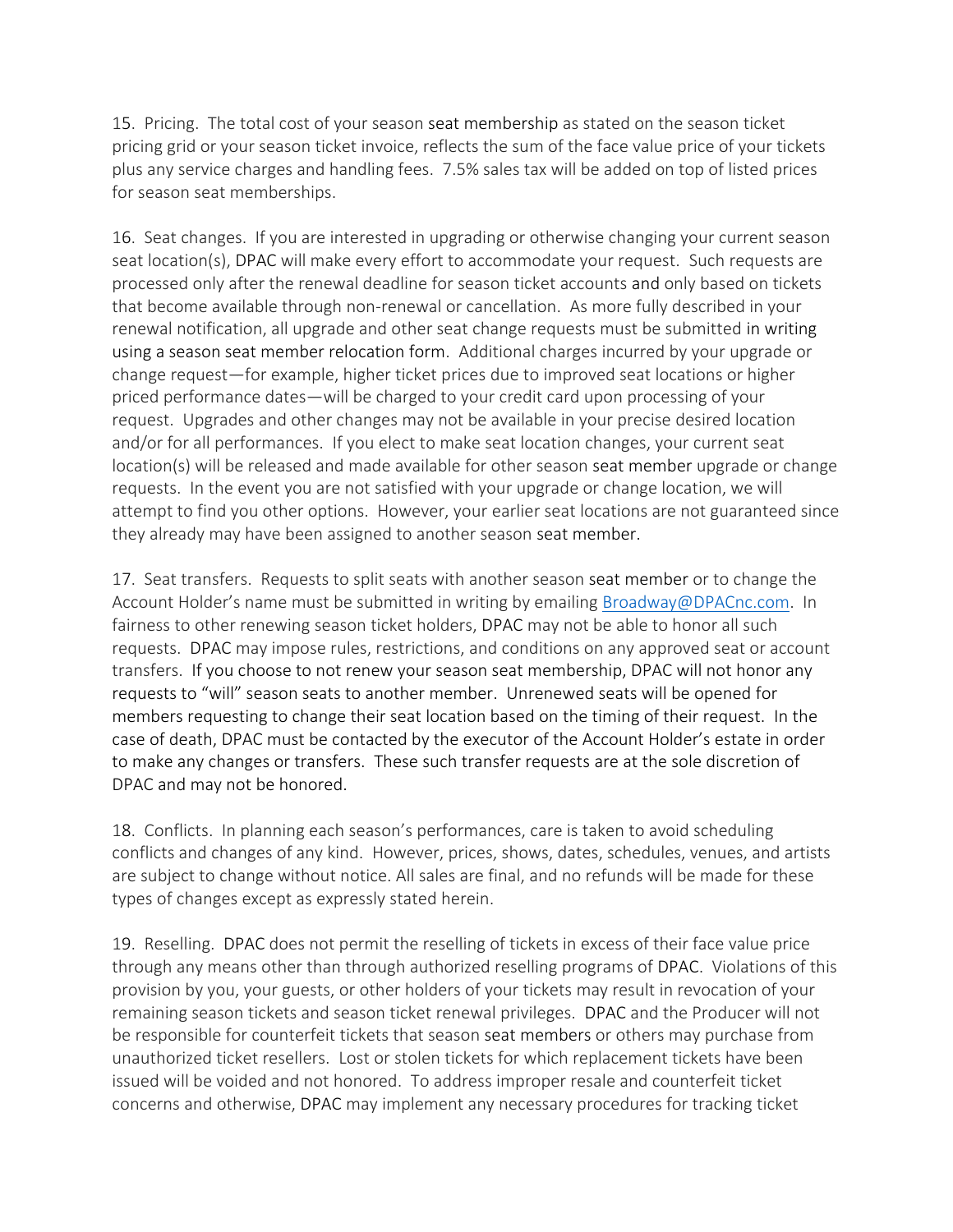15. Pricing. The total cost of your season seat membership as stated on the season ticket pricing grid or your season ticket invoice, reflects the sum of the face value price of your tickets plus any service charges and handling fees. 7.5% sales tax will be added on top of listed prices for season seat memberships.

16. Seat changes. If you are interested in upgrading or otherwise changing your current season seat location(s), DPAC will make every effort to accommodate your request. Such requests are processed only after the renewal deadline for season ticket accounts and only based on tickets that become available through non-renewal or cancellation. As more fully described in your renewal notification, all upgrade and other seat change requests must be submitted in writing using a season seat member relocation form. Additional charges incurred by your upgrade or change request—for example, higher ticket prices due to improved seat locations or higher priced performance dates—will be charged to your credit card upon processing of your request. Upgrades and other changes may not be available in your precise desired location and/or for all performances. If you elect to make seat location changes, your current seat location(s) will be released and made available for other season seat member upgrade or change requests. In the event you are not satisfied with your upgrade or change location, we will attempt to find you other options. However, your earlier seat locations are not guaranteed since they already may have been assigned to another season seat member.

17. Seat transfers. Requests to split seats with another season seat member or to change the Account Holder's name must be submitted in writing by emailing Broadway@DPACnc.com. In fairness to other renewing season ticket holders, DPAC may not be able to honor all such requests. DPAC may impose rules, restrictions, and conditions on any approved seat or account transfers. If you choose to not renew your season seat membership, DPAC will not honor any requests to "will" season seats to another member. Unrenewed seats will be opened for members requesting to change their seat location based on the timing of their request. In the case of death, DPAC must be contacted by the executor of the Account Holder's estate in order to make any changes or transfers. These such transfer requests are at the sole discretion of DPAC and may not be honored.

18. Conflicts. In planning each season's performances, care is taken to avoid scheduling conflicts and changes of any kind. However, prices, shows, dates, schedules, venues, and artists are subject to change without notice. All sales are final, and no refunds will be made for these types of changes except as expressly stated herein.

19. Reselling. DPAC does not permit the reselling of tickets in excess of their face value price through any means other than through authorized reselling programs of DPAC. Violations of this provision by you, your guests, or other holders of your tickets may result in revocation of your remaining season tickets and season ticket renewal privileges. DPAC and the Producer will not be responsible for counterfeit tickets that season seat members or others may purchase from unauthorized ticket resellers. Lost or stolen tickets for which replacement tickets have been issued will be voided and not honored. To address improper resale and counterfeit ticket concerns and otherwise, DPAC may implement any necessary procedures for tracking ticket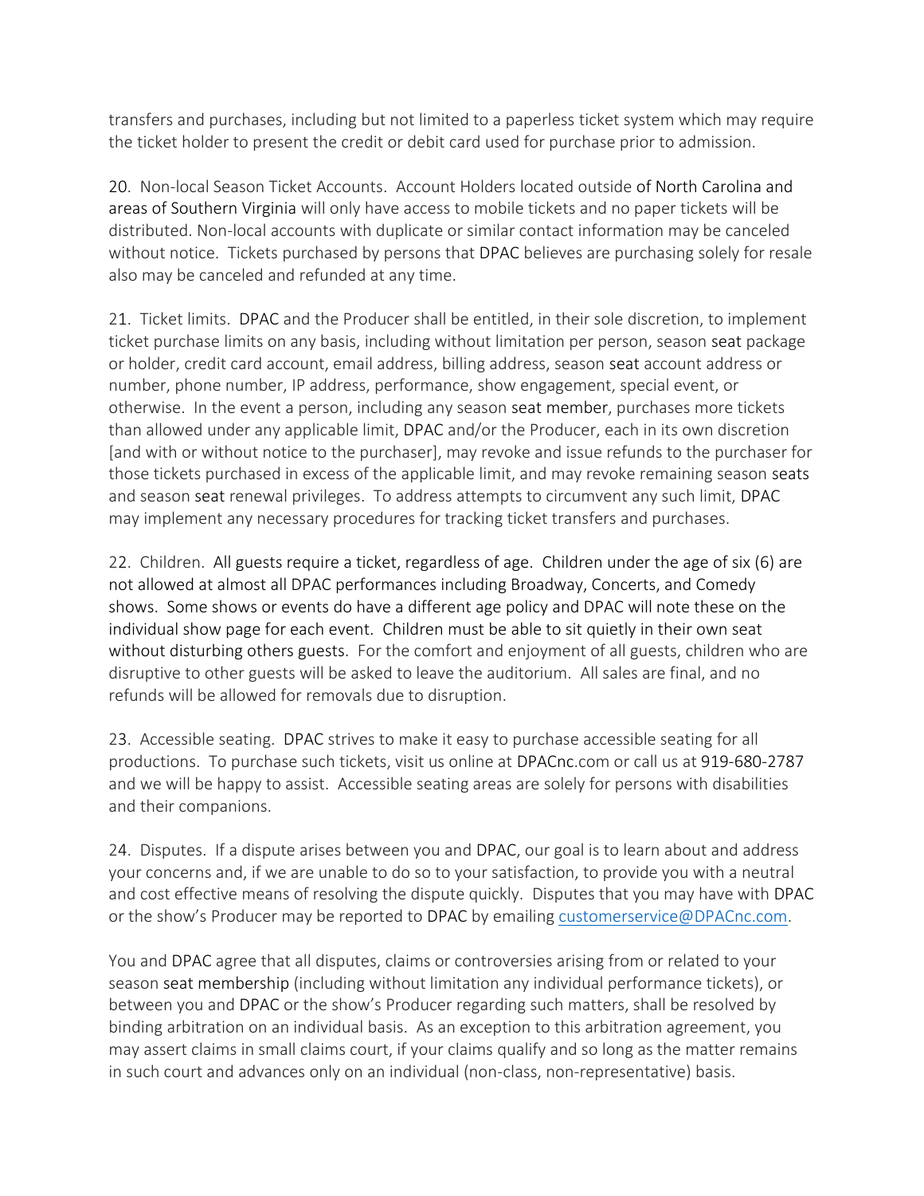transfers and purchases, including but not limited to a paperless ticket system which may require the ticket holder to present the credit or debit card used for purchase prior to admission.

20. Non-local Season Ticket Accounts. Account Holders located outside of North Carolina and areas of Southern Virginia will only have access to mobile tickets and no paper tickets will be distributed. Non-local accounts with duplicate or similar contact information may be canceled without notice. Tickets purchased by persons that DPAC believes are purchasing solely for resale also may be canceled and refunded at any time.

21. Ticket limits. DPAC and the Producer shall be entitled, in their sole discretion, to implement ticket purchase limits on any basis, including without limitation per person, season seat package or holder, credit card account, email address, billing address, season seat account address or number, phone number, IP address, performance, show engagement, special event, or otherwise. In the event a person, including any season seat member, purchases more tickets than allowed under any applicable limit, DPAC and/or the Producer, each in its own discretion [and with or without notice to the purchaser], may revoke and issue refunds to the purchaser for those tickets purchased in excess of the applicable limit, and may revoke remaining season seats and season seat renewal privileges. To address attempts to circumvent any such limit, DPAC may implement any necessary procedures for tracking ticket transfers and purchases.

22. Children. All guests require a ticket, regardless of age. Children under the age of six (6) are not allowed at almost all DPAC performances including Broadway, Concerts, and Comedy shows. Some shows or events do have a different age policy and DPAC will note these on the individual show page for each event. Children must be able to sit quietly in their own seat without disturbing others guests. For the comfort and enjoyment of all guests, children who are disruptive to other guests will be asked to leave the auditorium. All sales are final, and no refunds will be allowed for removals due to disruption.

23. Accessible seating. DPAC strives to make it easy to purchase accessible seating for all productions. To purchase such tickets, visit us online at DPACnc.com or call us at 919-680-2787 and we will be happy to assist. Accessible seating areas are solely for persons with disabilities and their companions.

24. Disputes. If a dispute arises between you and DPAC, our goal is to learn about and address your concerns and, if we are unable to do so to your satisfaction, to provide you with a neutral and cost effective means of resolving the dispute quickly. Disputes that you may have with DPAC or the show's Producer may be reported to DPAC by emailing customerservice@DPACnc.com.

You and DPAC agree that all disputes, claims or controversies arising from or related to your season seat membership (including without limitation any individual performance tickets), or between you and DPAC or the show's Producer regarding such matters, shall be resolved by binding arbitration on an individual basis. As an exception to this arbitration agreement, you may assert claims in small claims court, if your claims qualify and so long as the matter remains in such court and advances only on an individual (non-class, non-representative) basis.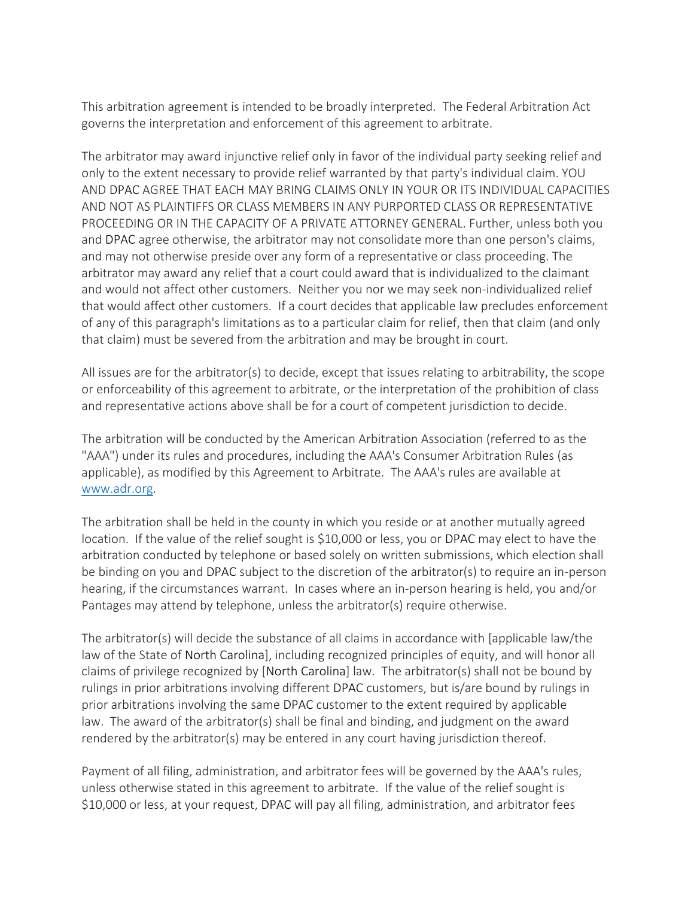This arbitration agreement is intended to be broadly interpreted. The Federal Arbitration Act governs the interpretation and enforcement of this agreement to arbitrate.

The arbitrator may award injunctive relief only in favor of the individual party seeking relief and only to the extent necessary to provide relief warranted by that party's individual claim. YOU AND DPAC AGREE THAT EACH MAY BRING CLAIMS ONLY IN YOUR OR ITS INDIVIDUAL CAPACITIES AND NOT AS PLAINTIFFS OR CLASS MEMBERS IN ANY PURPORTED CLASS OR REPRESENTATIVE PROCEEDING OR IN THE CAPACITY OF A PRIVATE ATTORNEY GENERAL. Further, unless both you and DPAC agree otherwise, the arbitrator may not consolidate more than one person's claims, and may not otherwise preside over any form of a representative or class proceeding. The arbitrator may award any relief that a court could award that is individualized to the claimant and would not affect other customers. Neither you nor we may seek non-individualized relief that would affect other customers. If a court decides that applicable law precludes enforcement of any of this paragraph's limitations as to a particular claim for relief, then that claim (and only that claim) must be severed from the arbitration and may be brought in court.

All issues are for the arbitrator(s) to decide, except that issues relating to arbitrability, the scope or enforceability of this agreement to arbitrate, or the interpretation of the prohibition of class and representative actions above shall be for a court of competent jurisdiction to decide.

The arbitration will be conducted by the American Arbitration Association (referred to as the "AAA") under its rules and procedures, including the AAA's Consumer Arbitration Rules (as applicable), as modified by this Agreement to Arbitrate. The AAA's rules are available at www.adr.org.

The arbitration shall be held in the county in which you reside or at another mutually agreed location. If the value of the relief sought is $10,000 or less, you or DPAC may elect to have the arbitration conducted by telephone or based solely on written submissions, which election shall be binding on you and DPAC subject to the discretion of the arbitrator(s) to require an in-person hearing, if the circumstances warrant. In cases where an in-person hearing is held, you and/or Pantages may attend by telephone, unless the arbitrator(s) require otherwise.

The arbitrator(s) will decide the substance of all claims in accordance with [applicable law/the law of the State of North Carolina], including recognized principles of equity, and will honor all claims of privilege recognized by [North Carolina] law. The arbitrator(s) shall not be bound by rulings in prior arbitrations involving different DPAC customers, but is/are bound by rulings in prior arbitrations involving the same DPAC customer to the extent required by applicable law. The award of the arbitrator(s) shall be final and binding, and judgment on the award rendered by the arbitrator(s) may be entered in any court having jurisdiction thereof.

Payment of all filing, administration, and arbitrator fees will be governed by the AAA's rules, unless otherwise stated in this agreement to arbitrate. If the value of the relief sought is $10,000 or less, at your request, DPAC will pay all filing, administration, and arbitrator fees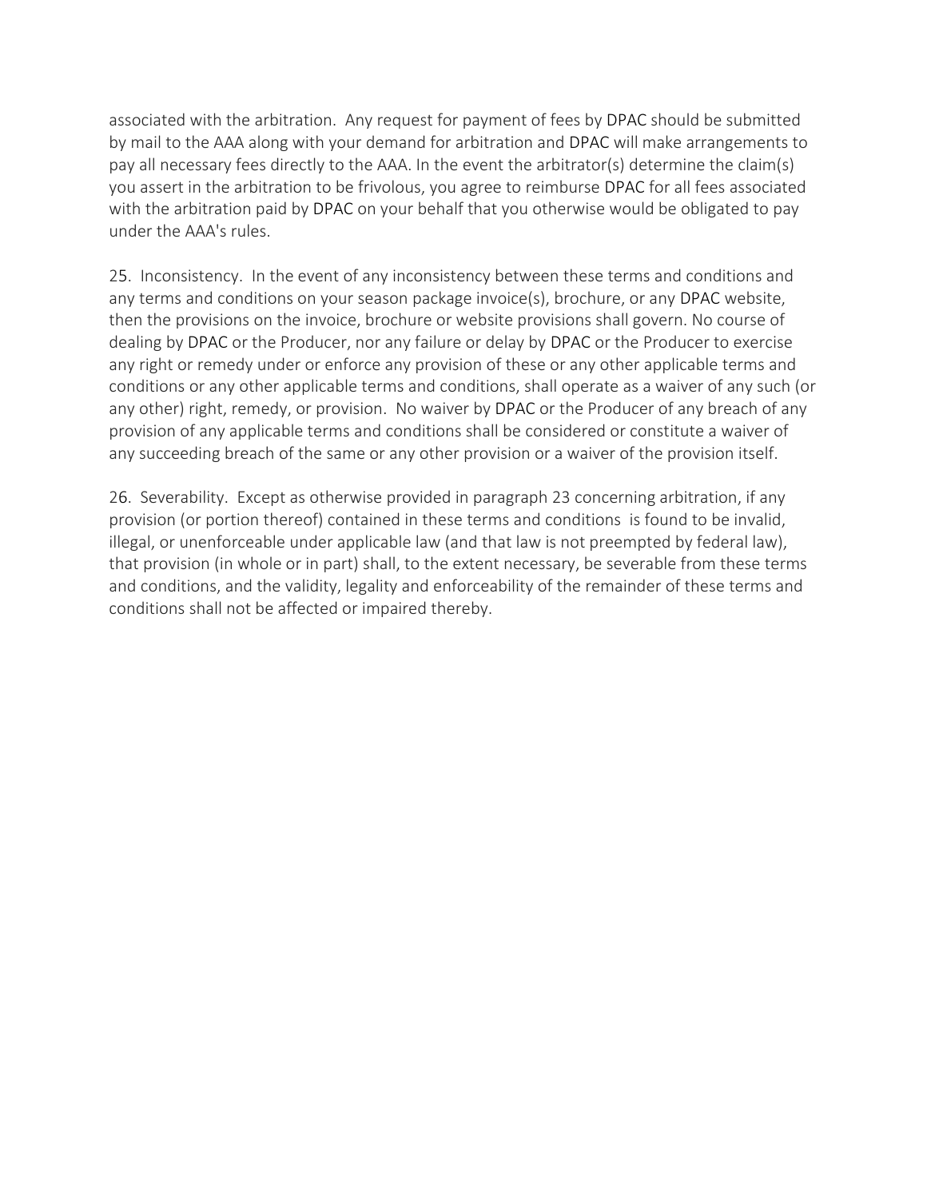associated with the arbitration. Any request for payment of fees by DPAC should be submitted by mail to the AAA along with your demand for arbitration and DPAC will make arrangements to pay all necessary fees directly to the AAA. In the event the arbitrator(s) determine the claim(s) you assert in the arbitration to be frivolous, you agree to reimburse DPAC for all fees associated with the arbitration paid by DPAC on your behalf that you otherwise would be obligated to pay under the AAA's rules.

25. Inconsistency. In the event of any inconsistency between these terms and conditions and any terms and conditions on your season package invoice(s), brochure, or any DPAC website, then the provisions on the invoice, brochure or website provisions shall govern. No course of dealing by DPAC or the Producer, nor any failure or delay by DPAC or the Producer to exercise any right or remedy under or enforce any provision of these or any other applicable terms and conditions or any other applicable terms and conditions, shall operate as a waiver of any such (or any other) right, remedy, or provision. No waiver by DPAC or the Producer of any breach of any provision of any applicable terms and conditions shall be considered or constitute a waiver of any succeeding breach of the same or any other provision or a waiver of the provision itself.

26. Severability. Except as otherwise provided in paragraph 23 concerning arbitration, if any provision (or portion thereof) contained in these terms and conditions is found to be invalid, illegal, or unenforceable under applicable law (and that law is not preempted by federal law), that provision (in whole or in part) shall, to the extent necessary, be severable from these terms and conditions, and the validity, legality and enforceability of the remainder of these terms and conditions shall not be affected or impaired thereby.